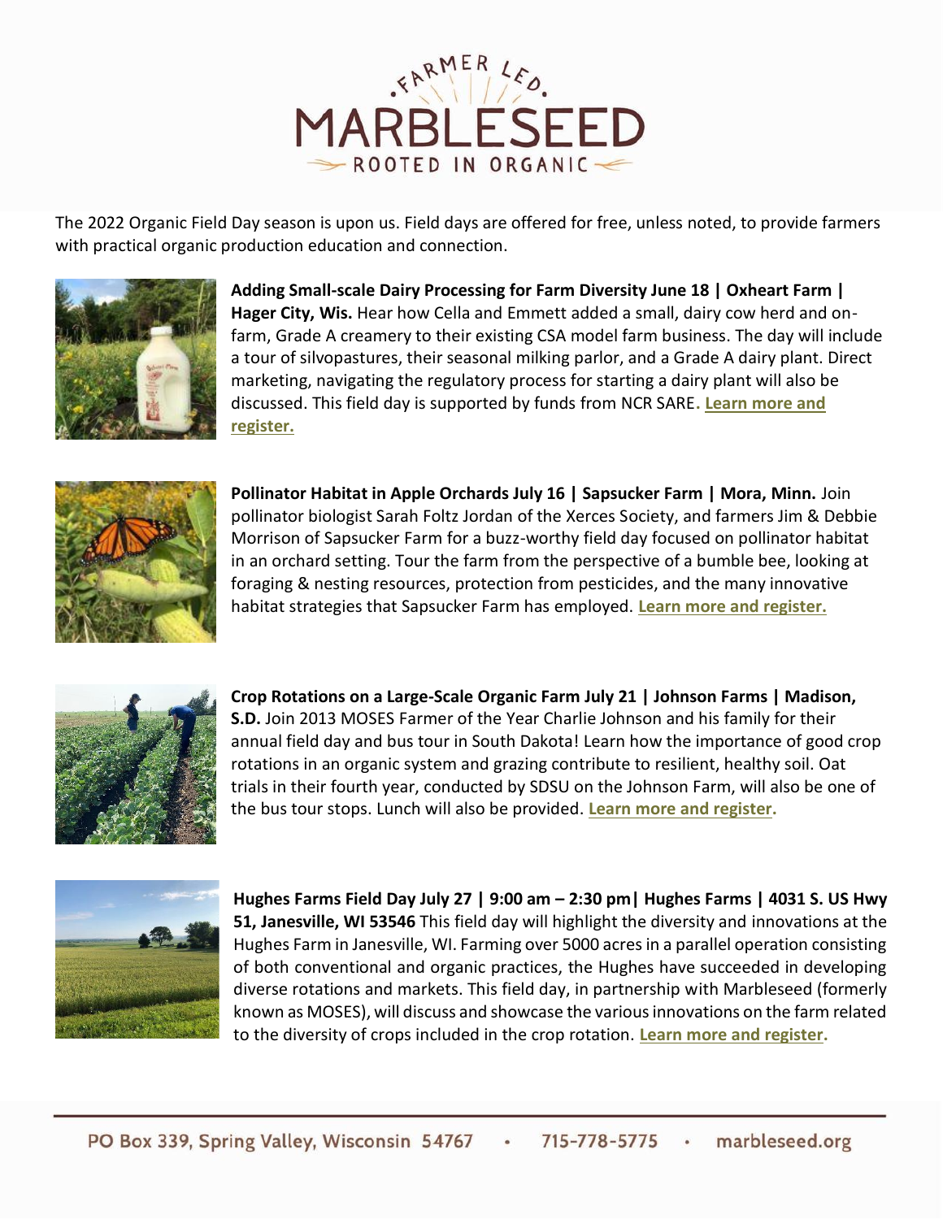The 2022 Organic Field Day season is upon us. Field days are offered for free, unless noted, to provide farmers with practical organic production education and connection.

**Adding Small-scale Dairy Processing for Farm Diversity June 18 | Oxheart Farm | Hager City, Wis.** Hear how Cella and Emmett added a small, dairy cow herd and on-farm, Grade A creamery to their existing CSA model farm business. The day will include a tour of silvopastures, their seasonal milking parlor, and a Grade A dairy plant. Direct marketing, navigating the regulatory process for starting a dairy plant will also be discussed. This field day is supported by funds from NCR SARE**. Learn more and register.**

**Pollinator Habitat in Apple Orchards July 16 | Sapsucker Farm | Mora, Minn.** Join pollinator biologist Sarah Foltz Jordan of the Xerces Society, and farmers Jim & Debbie Morrison of Sapsucker Farm for a buzz-worthy field day focused on pollinator habitat in an orchard setting. Tour the farm from the perspective of a bumble bee, looking at foraging & nesting resources, protection from pesticides, and the many innovative habitat strategies that Sapsucker Farm has employed. **Learn more and register.**

**Crop Rotations on a Large-Scale Organic Farm July 21 | Johnson Farms | Madison, S.D.** Join 2013 MOSES Farmer of the Year Charlie Johnson and his family for their annual field day and bus tour in South Dakota! Learn how the importance of good crop rotations in an organic system and grazing contribute to resilient, healthy soil. Oat trials in their fourth year, conducted by SDSU on the Johnson Farm, will also be one of the bus tour stops. Lunch will also be provided. **Learn more and register.**

**Hughes Farms Field Day July 27 | 9:00 am – 2:30 pm| Hughes Farms | 4031 S. US Hwy 51, Janesville, WI 53546** This field day will highlight the diversity and innovations at the Hughes Farm in Janesville, WI. Farming over 5000 acres in a parallel operation consisting of both conventional and organic practices, the Hughes have succeeded in developing diverse rotations and markets. This field day, in partnership with Marbleseed (formerly known as MOSES), will discuss and showcase the various innovations on the farm related to the diversity of crops included in the crop rotation. **Learn more and register.**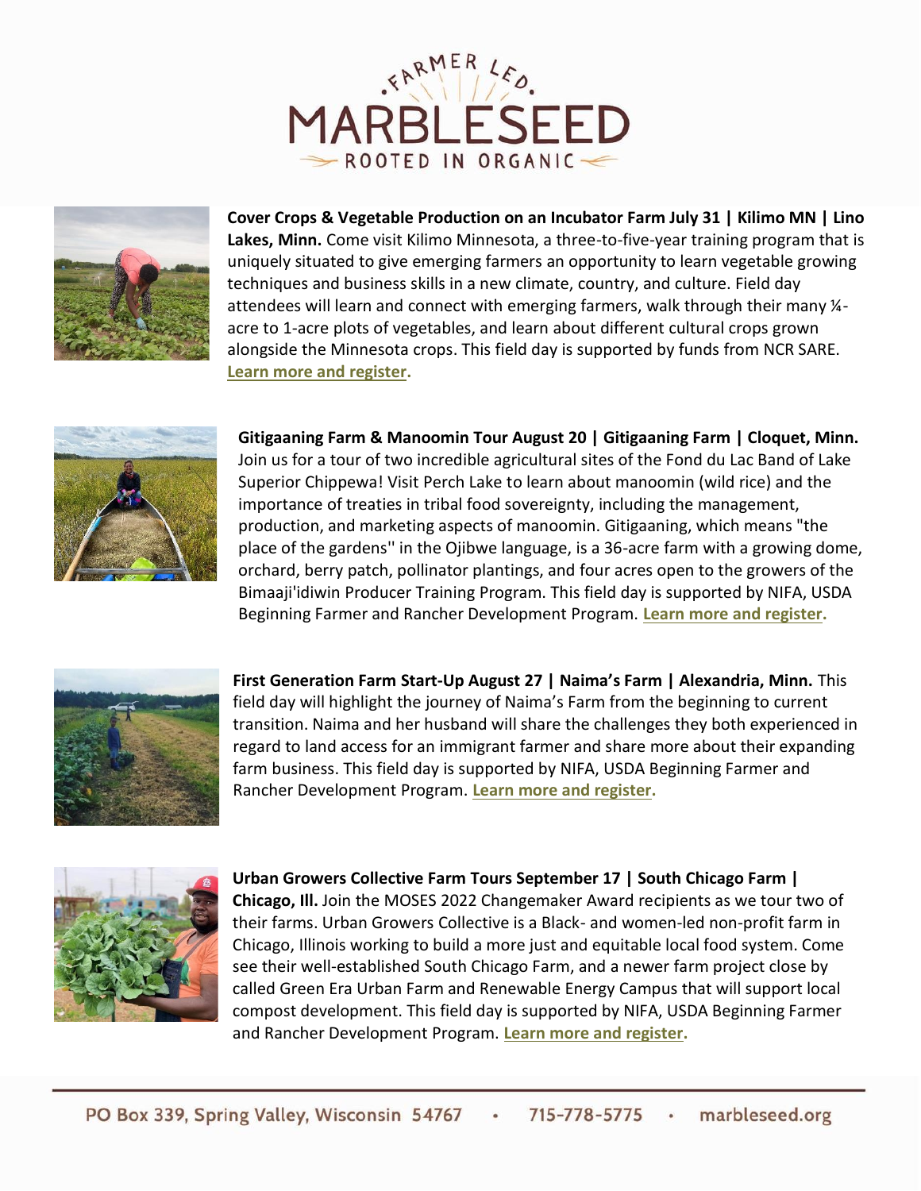**Cover Crops & Vegetable Production on an Incubator Farm July 31 | Kilimo MN | Lino Lakes, Minn.** Come visit Kilimo Minnesota, a three-to-five-year training program that is uniquely situated to give emerging farmers an opportunity to learn vegetable growing techniques and business skills in a new climate, country, and culture. Field day attendees will learn and connect with emerging farmers, walk through their many ¼-acre to 1-acre plots of vegetables, and learn about different cultural crops grown alongside the Minnesota crops. This field day is supported by funds from NCR SARE. **Learn more and register.**

**Gitigaaning Farm & Manoomin Tour August 20 | Gitigaaning Farm | Cloquet, Minn.** Join us for a tour of two incredible agricultural sites of the Fond du Lac Band of Lake Superior Chippewa! Visit Perch Lake to learn about manoomin (wild rice) and the importance of treaties in tribal food sovereignty, including the management, production, and marketing aspects of manoomin. Gitigaaning, which means "the place of the gardens'' in the Ojibwe language, is a 36-acre farm with a growing dome, orchard, berry patch, pollinator plantings, and four acres open to the growers of the Bimaaji'idiwin Producer Training Program. This field day is supported by NIFA, USDA Beginning Farmer and Rancher Development Program. **Learn more and register.**

**First Generation Farm Start-Up August 27 | Naima's Farm | Alexandria, Minn.** This field day will highlight the journey of Naima's Farm from the beginning to current transition. Naima and her husband will share the challenges they both experienced in regard to land access for an immigrant farmer and share more about their expanding farm business. This field day is supported by NIFA, USDA Beginning Farmer and Rancher Development Program. **Learn more and register.**

**Urban Growers Collective Farm Tours September 17 | South Chicago Farm | Chicago, Ill.** Join the MOSES 2022 Changemaker Award recipients as we tour two of their farms. Urban Growers Collective is a Black- and women-led non-profit farm in Chicago, Illinois working to build a more just and equitable local food system. Come see their well-established South Chicago Farm, and a newer farm project close by called Green Era Urban Farm and Renewable Energy Campus that will support local compost development. This field day is supported by NIFA, USDA Beginning Farmer and Rancher Development Program. **Learn more and register.**